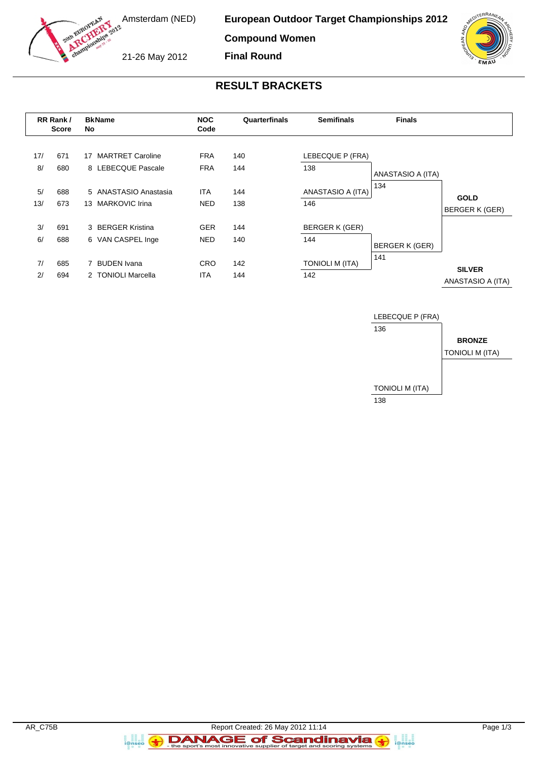Amsterdam (NED)

21-26 May 2012

**European Outdoor Target Championships 2012**

**Compound Women**

**Final Round**

## RESULT BRACKETS

| RR Rank / | Score | BkNo | Name | NOC Code | Quarterfinals | Semifinals | Finals | |
|---|---|---|---|---|---|---|---|---|
| 17/ | 671 | 17 | MARTRET Caroline | FRA | 140 | LEBECQUE P (FRA) | | |
| 8/ | 680 | 8 | LEBECQUE Pascale | FRA | 144 | 138 | ANASTASIO A (ITA) | |
| | | | | | | | 134 | |
| 5/ | 688 | 5 | ANASTASIO Anastasia | ITA | 144 | ANASTASIO A (ITA) | | **GOLD** |
| 13/ | 673 | 13 | MARKOVIC Irina | NED | 138 | 146 | | BERGER K (GER) |
| 3/ | 691 | 3 | BERGER Kristina | GER | 144 | BERGER K (GER) | | |
| 6/ | 688 | 6 | VAN CASPEL Inge | NED | 140 | 144 | BERGER K (GER) | |
| | | | | | | | 141 | |
| 7/ | 685 | 7 | BUDEN Ivana | CRO | 142 | TONIOLI M (ITA) | | **SILVER** |
| 2/ | 694 | 2 | TONIOLI Marcella | ITA | 144 | 142 | | ANASTASIO A (ITA) |

| Bronze Match | | |
|---|---|---|
| LEBECQUE P (FRA) | 136 | **BRONZE** |
| TONIOLI M (ITA) | 138 | TONIOLI M (ITA) |

AR_C75B

Report Created: 26 May 2012 11:14

DANAGE of Scandinavia - the sport's most innovative supplier of target and scoring systems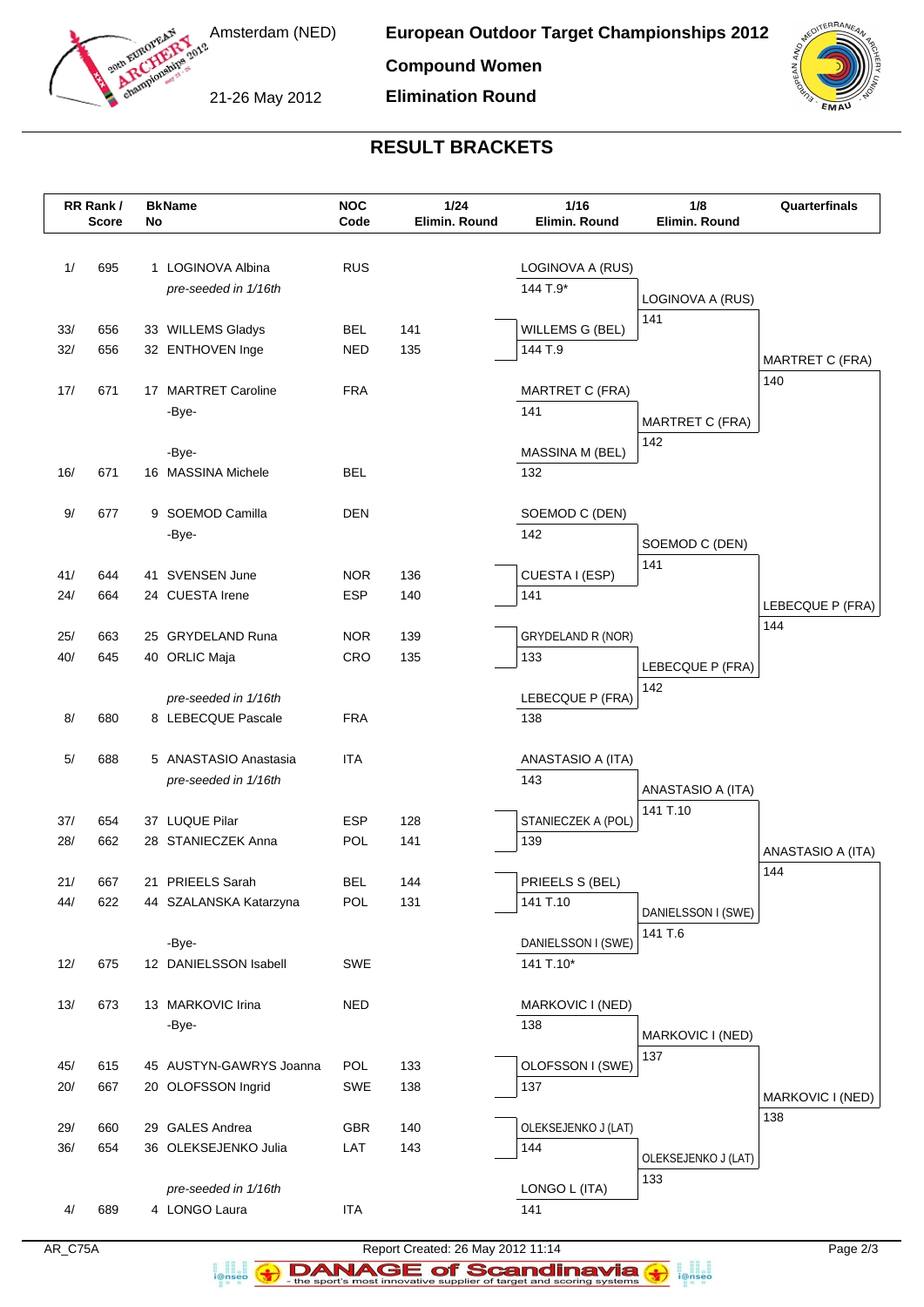# European Outdoor Target Championships 2012

**Compound Women**

**Elimination Round**

Amsterdam (NED)

21-26 May 2012

## RESULT BRACKETS

| RR Rank / Score | | BkName No | | NOC Code | 1/24 Elimin. Round | 1/16 Elimin. Round | 1/8 Elimin. Round | Quarterfinals |
|---|---|---|---|---|---|---|---|---|
| 1/ | 695 | 1 | LOGINOVA Albina | RUS | | LOGINOVA A (RUS) | | |
| | | | *pre-seeded in 1/16th* | | | 144 T.9* | LOGINOVA A (RUS) | |
| 33/ | 656 | 33 | WILLEMS Gladys | BEL | 141 | WILLEMS G (BEL) | 141 | |
| 32/ | 656 | 32 | ENTHOVEN Inge | NED | 135 | 144 T.9 | | MARTRET C (FRA) |
| 17/ | 671 | 17 | MARTRET Caroline | FRA | | MARTRET C (FRA) | | 140 |
| | | | -Bye- | | | 141 | MARTRET C (FRA) | |
| | | | -Bye- | | | MASSINA M (BEL) | 142 | |
| 16/ | 671 | 16 | MASSINA Michele | BEL | | 132 | | |
| 9/ | 677 | 9 | SOEMOD Camilla | DEN | | SOEMOD C (DEN) | | |
| | | | -Bye- | | | 142 | SOEMOD C (DEN) | |
| 41/ | 644 | 41 | SVENSEN June | NOR | 136 | CUESTA I (ESP) | 141 | |
| 24/ | 664 | 24 | CUESTA Irene | ESP | 140 | 141 | | LEBECQUE P (FRA) |
| 25/ | 663 | 25 | GRYDELAND Runa | NOR | 139 | GRYDELAND R (NOR) | | 144 |
| 40/ | 645 | 40 | ORLIC Maja | CRO | 135 | 133 | LEBECQUE P (FRA) | |
| | | | *pre-seeded in 1/16th* | | | LEBECQUE P (FRA) | 142 | |
| 8/ | 680 | 8 | LEBECQUE Pascale | FRA | | 138 | | |
| 5/ | 688 | 5 | ANASTASIO Anastasia | ITA | | ANASTASIO A (ITA) | | |
| | | | *pre-seeded in 1/16th* | | | 143 | ANASTASIO A (ITA) | |
| 37/ | 654 | 37 | LUQUE Pilar | ESP | 128 | STANIECZEK A (POL) | 141 T.10 | |
| 28/ | 662 | 28 | STANIECZEK Anna | POL | 141 | 139 | | ANASTASIO A (ITA) |
| 21/ | 667 | 21 | PRIEELS Sarah | BEL | 144 | PRIEELS S (BEL) | | 144 |
| 44/ | 622 | 44 | SZALANSKA Katarzyna | POL | 131 | 141 T.10 | DANIELSSON I (SWE) | |
| | | | -Bye- | | | DANIELSSON I (SWE) | 141 T.6 | |
| 12/ | 675 | 12 | DANIELSSON Isabell | SWE | | 141 T.10* | | |
| 13/ | 673 | 13 | MARKOVIC Irina | NED | | MARKOVIC I (NED) | | |
| | | | -Bye- | | | 138 | MARKOVIC I (NED) | |
| 45/ | 615 | 45 | AUSTYN-GAWRYS Joanna | POL | 133 | OLOFSSON I (SWE) | 137 | |
| 20/ | 667 | 20 | OLOFSSON Ingrid | SWE | 138 | 137 | | MARKOVIC I (NED) |
| 29/ | 660 | 29 | GALES Andrea | GBR | 140 | OLEKSEJENKO J (LAT) | | 138 |
| 36/ | 654 | 36 | OLEKSEJENKO Julia | LAT | 143 | 144 | OLEKSEJENKO J (LAT) | |
| | | | *pre-seeded in 1/16th* | | | LONGO L (ITA) | 133 | |
| 4/ | 689 | 4 | LONGO Laura | ITA | | 141 | | |

AR_C75A — Report Created: 26 May 2012 11:14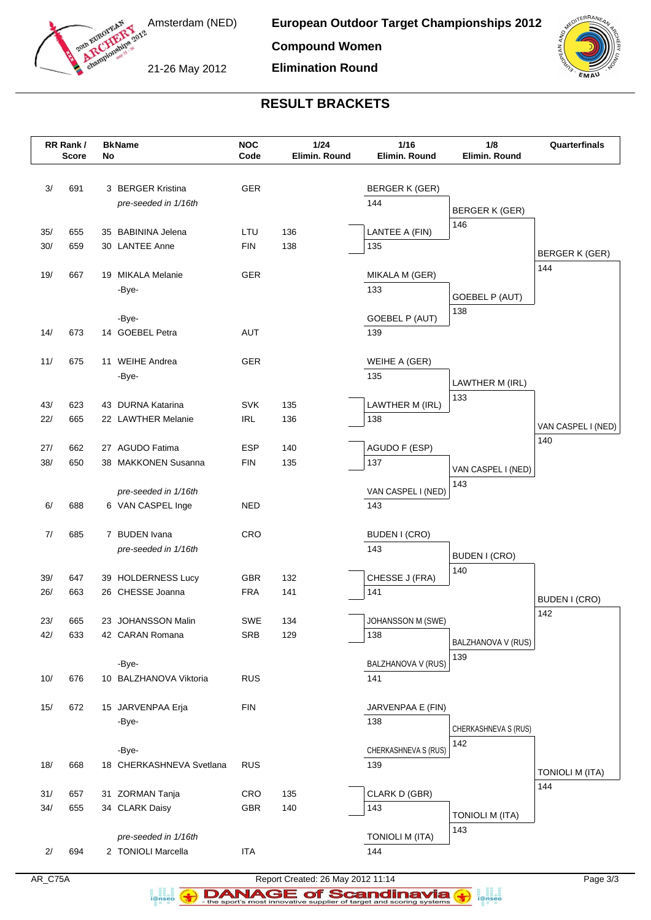Amsterdam (NED)

21-26 May 2012

**European Outdoor Target Championships 2012**

**Compound Women**

**Elimination Round**

## RESULT BRACKETS

| RR Rank / | Score | BkName No | | NOC Code | 1/24 Elimin. Round | 1/16 Elimin. Round | 1/8 Elimin. Round | Quarterfinals |
|---|---|---|---|---|---|---|---|---|
| 3/ | 691 | 3 | BERGER Kristina | GER | | BERGER K (GER) | | |
| | | | *pre-seeded in 1/16th* | | | 144 | BERGER K (GER) | |
| | | | | | | | 146 | |
| 35/ | 655 | 35 | BABININA Jelena | LTU | 136 | LANTEE A (FIN) | | |
| 30/ | 659 | 30 | LANTEE Anne | FIN | 138 | 135 | | BERGER K (GER) |
| | | | | | | | | 144 |
| 19/ | 667 | 19 | MIKALA Melanie | GER | | MIKALA M (GER) | | |
| | | | -Bye- | | | 133 | GOEBEL P (AUT) | |
| | | | | | | | 138 | |
| | | | -Bye- | | | GOEBEL P (AUT) | | |
| 14/ | 673 | 14 | GOEBEL Petra | AUT | | 139 | | |
| 11/ | 675 | 11 | WEIHE Andrea | GER | | WEIHE A (GER) | | |
| | | | -Bye- | | | 135 | LAWTHER M (IRL) | |
| | | | | | | | 133 | |
| 43/ | 623 | 43 | DURNA Katarina | SVK | 135 | LAWTHER M (IRL) | | |
| 22/ | 665 | 22 | LAWTHER Melanie | IRL | 136 | 138 | | VAN CASPEL I (NED) |
| | | | | | | | | 140 |
| 27/ | 662 | 27 | AGUDO Fatima | ESP | 140 | AGUDO F (ESP) | | |
| 38/ | 650 | 38 | MAKKONEN Susanna | FIN | 135 | 137 | VAN CASPEL I (NED) | |
| | | | | | | | 143 | |
| | | | *pre-seeded in 1/16th* | | | VAN CASPEL I (NED) | | |
| 6/ | 688 | 6 | VAN CASPEL Inge | NED | | 143 | | |
| 7/ | 685 | 7 | BUDEN Ivana | CRO | | BUDEN I (CRO) | | |
| | | | *pre-seeded in 1/16th* | | | 143 | BUDEN I (CRO) | |
| | | | | | | | 140 | |
| 39/ | 647 | 39 | HOLDERNESS Lucy | GBR | 132 | CHESSE J (FRA) | | |
| 26/ | 663 | 26 | CHESSE Joanna | FRA | 141 | 141 | | BUDEN I (CRO) |
| | | | | | | | | 142 |
| 23/ | 665 | 23 | JOHANSSON Malin | SWE | 134 | JOHANSSON M (SWE) | | |
| 42/ | 633 | 42 | CARAN Romana | SRB | 129 | 138 | BALZHANOVA V (RUS) | |
| | | | | | | | 139 | |
| | | | -Bye- | | | BALZHANOVA V (RUS) | | |
| 10/ | 676 | 10 | BALZHANOVA Viktoria | RUS | | 141 | | |
| 15/ | 672 | 15 | JARVENPAA Erja | FIN | | JARVENPAA E (FIN) | | |
| | | | -Bye- | | | 138 | CHERKASHNEVA S (RUS) | |
| | | | | | | | 142 | |
| | | | -Bye- | | | CHERKASHNEVA S (RUS) | | |
| 18/ | 668 | 18 | CHERKASHNEVA Svetlana | RUS | | 139 | | TONIOLI M (ITA) |
| | | | | | | | | 144 |
| 31/ | 657 | 31 | ZORMAN Tanja | CRO | 135 | CLARK D (GBR) | | |
| 34/ | 655 | 34 | CLARK Daisy | GBR | 140 | 143 | TONIOLI M (ITA) | |
| | | | | | | | 143 | |
| | | | *pre-seeded in 1/16th* | | | TONIOLI M (ITA) | | |
| 2/ | 694 | 2 | TONIOLI Marcella | ITA | | 144 | | |

AR_C75A    Report Created: 26 May 2012 11:14